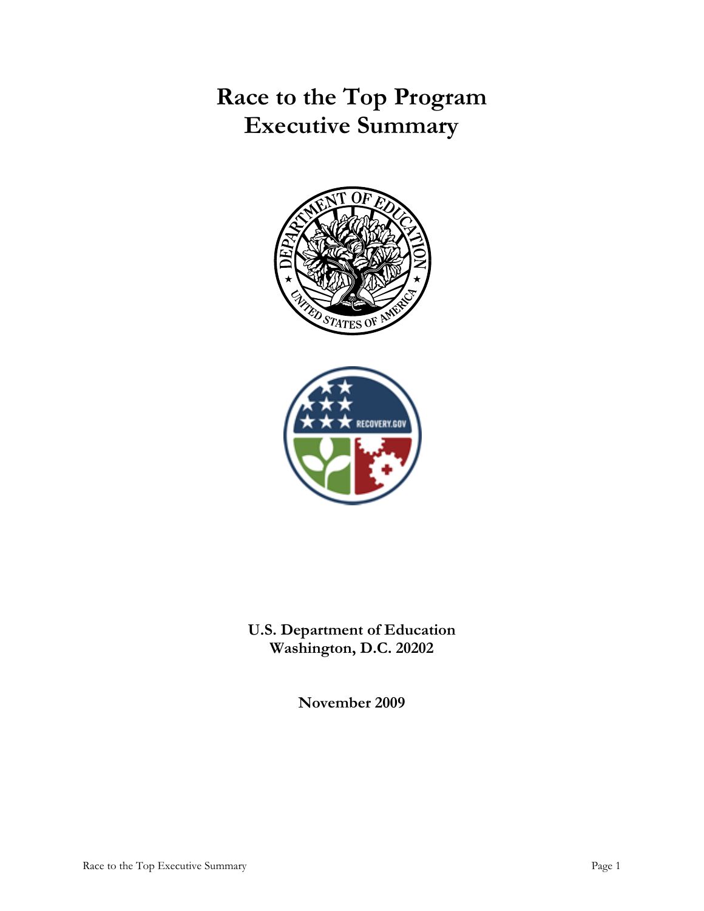# Race to the Top Program
# Executive Summary

**U.S. Department of Education**
**Washington, D.C. 20202**

**November 2009**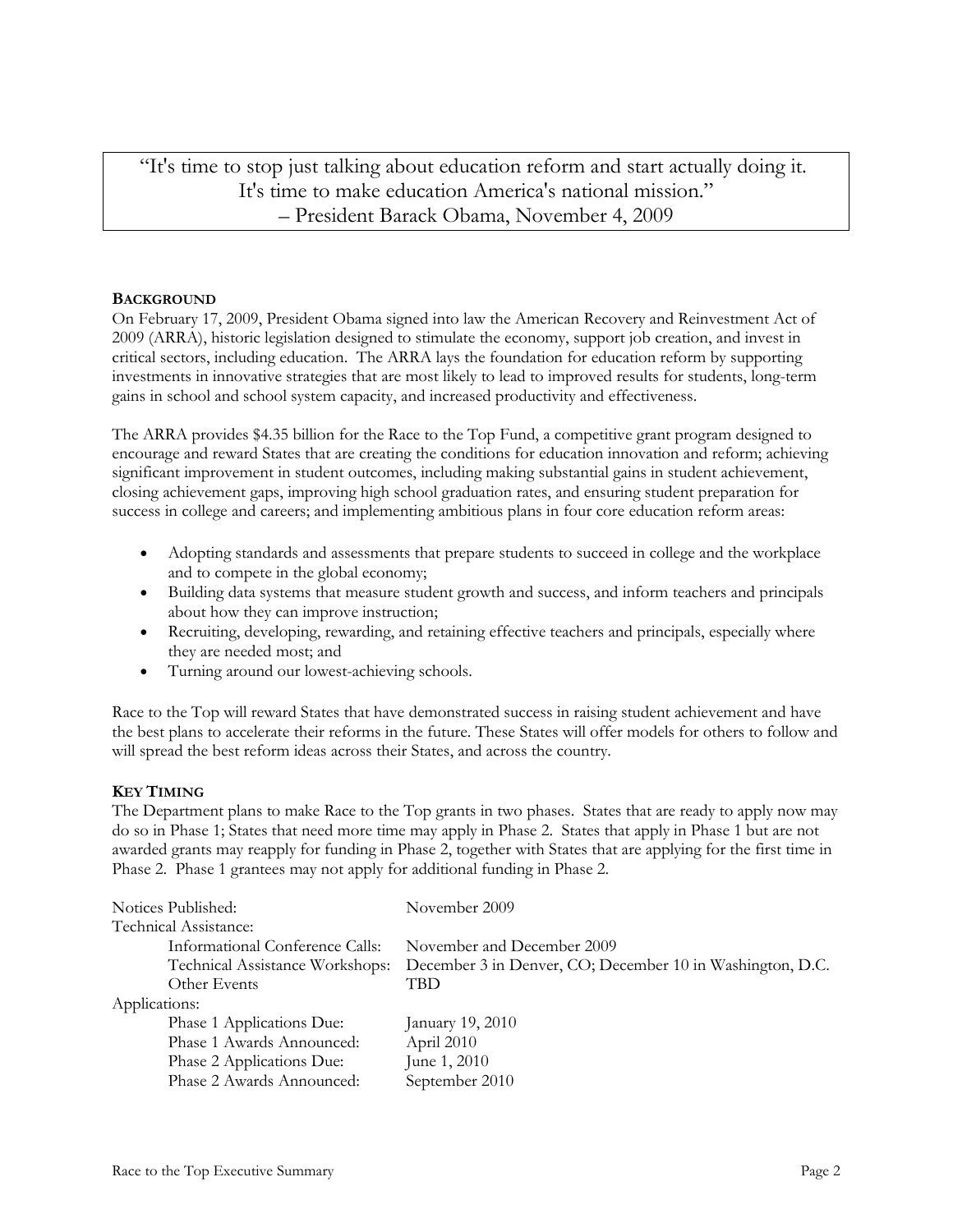> "It's time to stop just talking about education reform and start actually doing it. It's time to make education America's national mission."
> – President Barack Obama, November 4, 2009

## BACKGROUND

On February 17, 2009, President Obama signed into law the American Recovery and Reinvestment Act of 2009 (ARRA), historic legislation designed to stimulate the economy, support job creation, and invest in critical sectors, including education. The ARRA lays the foundation for education reform by supporting investments in innovative strategies that are most likely to lead to improved results for students, long-term gains in school and school system capacity, and increased productivity and effectiveness.

The ARRA provides $4.35 billion for the Race to the Top Fund, a competitive grant program designed to encourage and reward States that are creating the conditions for education innovation and reform; achieving significant improvement in student outcomes, including making substantial gains in student achievement, closing achievement gaps, improving high school graduation rates, and ensuring student preparation for success in college and careers; and implementing ambitious plans in four core education reform areas:

- Adopting standards and assessments that prepare students to succeed in college and the workplace and to compete in the global economy;
- Building data systems that measure student growth and success, and inform teachers and principals about how they can improve instruction;
- Recruiting, developing, rewarding, and retaining effective teachers and principals, especially where they are needed most; and
- Turning around our lowest-achieving schools.

Race to the Top will reward States that have demonstrated success in raising student achievement and have the best plans to accelerate their reforms in the future. These States will offer models for others to follow and will spread the best reform ideas across their States, and across the country.

## KEY TIMING

The Department plans to make Race to the Top grants in two phases. States that are ready to apply now may do so in Phase 1; States that need more time may apply in Phase 2. States that apply in Phase 1 but are not awarded grants may reapply for funding in Phase 2, together with States that are applying for the first time in Phase 2. Phase 1 grantees may not apply for additional funding in Phase 2.

| | |
|---|---|
| Notices Published: | November 2009 |
| Technical Assistance: | |
| Informational Conference Calls: | November and December 2009 |
| Technical Assistance Workshops: | December 3 in Denver, CO; December 10 in Washington, D.C. |
| Other Events | TBD |
| Applications: | |
| Phase 1 Applications Due: | January 19, 2010 |
| Phase 1 Awards Announced: | April 2010 |
| Phase 2 Applications Due: | June 1, 2010 |
| Phase 2 Awards Announced: | September 2010 |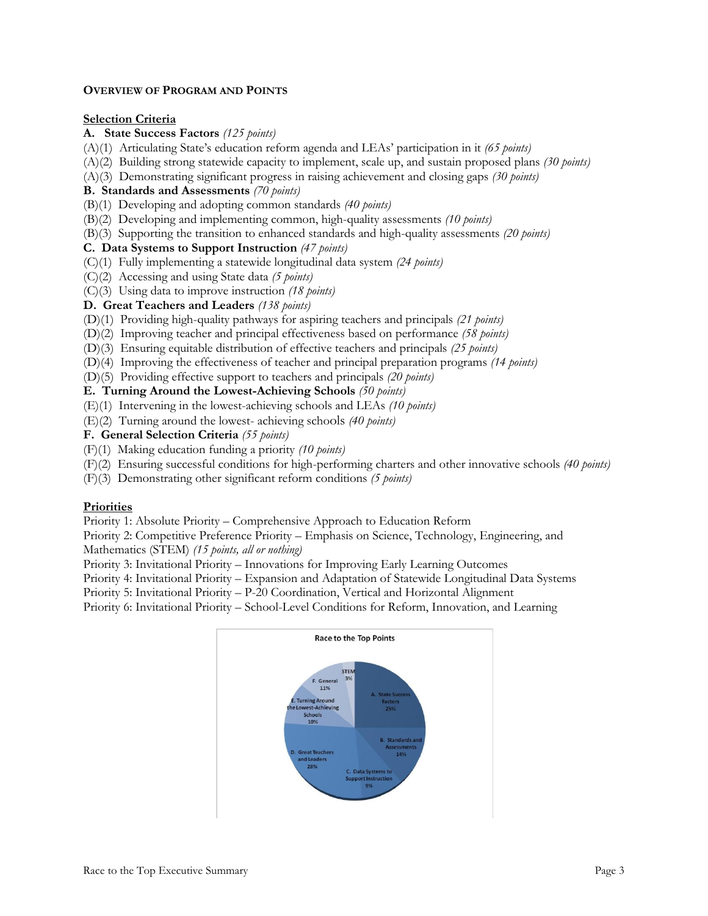**OVERVIEW OF PROGRAM AND POINTS**

**Selection Criteria**

**A. State Success Factors** *(125 points)*

(A)(1) Articulating State's education reform agenda and LEAs' participation in it *(65 points)*
(A)(2) Building strong statewide capacity to implement, scale up, and sustain proposed plans *(30 points)*
(A)(3) Demonstrating significant progress in raising achievement and closing gaps *(30 points)*

**B. Standards and Assessments** *(70 points)*

(B)(1) Developing and adopting common standards *(40 points)*
(B)(2) Developing and implementing common, high-quality assessments *(10 points)*
(B)(3) Supporting the transition to enhanced standards and high-quality assessments *(20 points)*

**C. Data Systems to Support Instruction** *(47 points)*

(C)(1) Fully implementing a statewide longitudinal data system *(24 points)*
(C)(2) Accessing and using State data *(5 points)*
(C)(3) Using data to improve instruction *(18 points)*

**D. Great Teachers and Leaders** *(138 points)*

(D)(1) Providing high-quality pathways for aspiring teachers and principals *(21 points)*
(D)(2) Improving teacher and principal effectiveness based on performance *(58 points)*
(D)(3) Ensuring equitable distribution of effective teachers and principals *(25 points)*
(D)(4) Improving the effectiveness of teacher and principal preparation programs *(14 points)*
(D)(5) Providing effective support to teachers and principals *(20 points)*

**E. Turning Around the Lowest-Achieving Schools** *(50 points)*

(E)(1) Intervening in the lowest-achieving schools and LEAs *(10 points)*
(E)(2) Turning around the lowest- achieving schools *(40 points)*

**F. General Selection Criteria** *(55 points)*

(F)(1) Making education funding a priority *(10 points)*
(F)(2) Ensuring successful conditions for high-performing charters and other innovative schools *(40 points)*
(F)(3) Demonstrating other significant reform conditions *(5 points)*

**Priorities**

Priority 1: Absolute Priority – Comprehensive Approach to Education Reform
Priority 2: Competitive Preference Priority – Emphasis on Science, Technology, Engineering, and Mathematics (STEM) *(15 points, all or nothing)*
Priority 3: Invitational Priority – Innovations for Improving Early Learning Outcomes
Priority 4: Invitational Priority – Expansion and Adaptation of Statewide Longitudinal Data Systems
Priority 5: Invitational Priority – P-20 Coordination, Vertical and Horizontal Alignment
Priority 6: Invitational Priority – School-Level Conditions for Reform, Innovation, and Learning

**Race to the Top Points**

| Category | Share |
|---|---|
| A. State Success Factors | 25% |
| B. Standards and Assessments | 14% |
| C. Data Systems to Support Instruction | 9% |
| D. Great Teachers and Leaders | 28% |
| E. Turning Around the Lowest-Achieving Schools | 10% |
| F. General | 11% |
| STEM | 3% |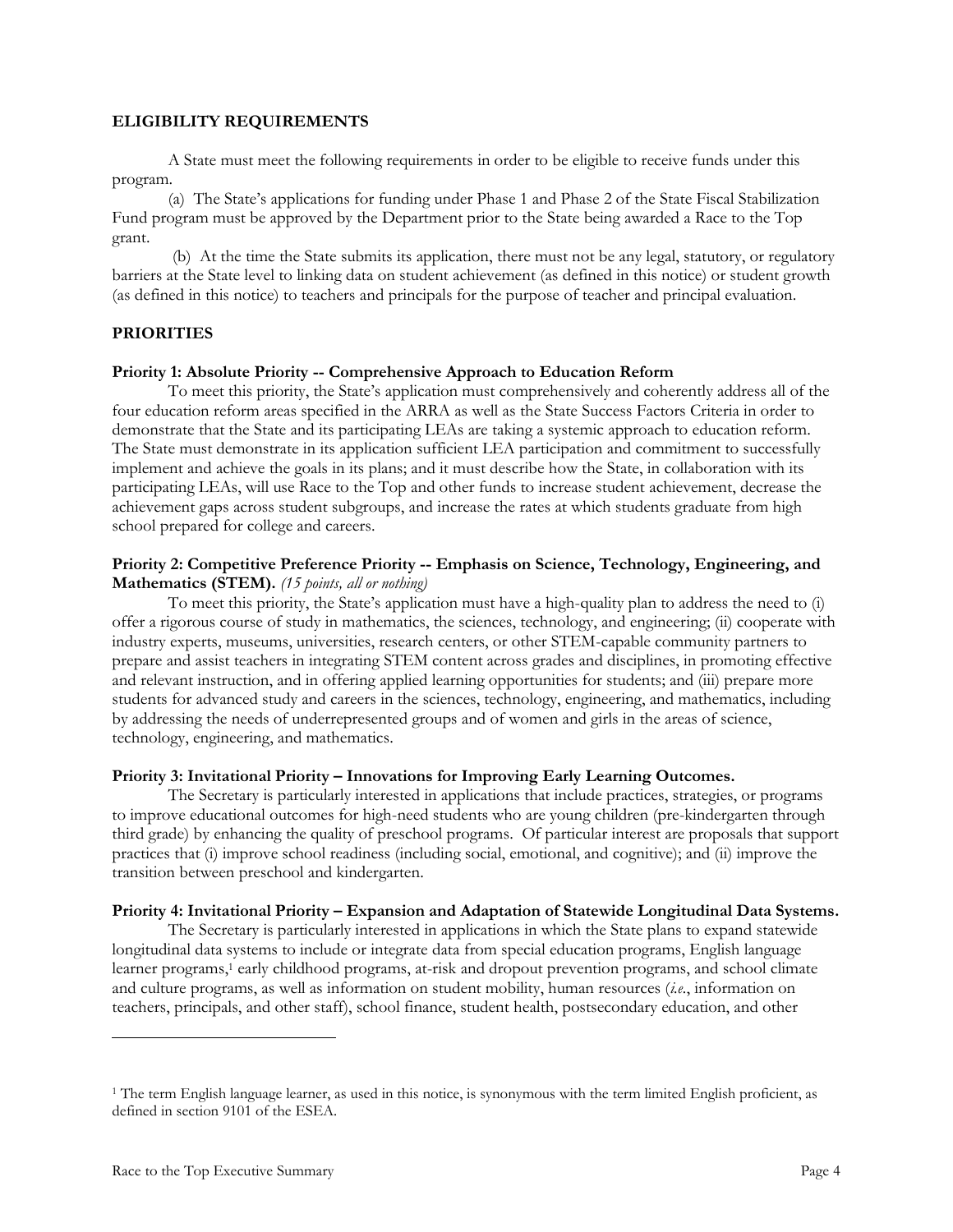## ELIGIBILITY REQUIREMENTS

A State must meet the following requirements in order to be eligible to receive funds under this program.

(a) The State's applications for funding under Phase 1 and Phase 2 of the State Fiscal Stabilization Fund program must be approved by the Department prior to the State being awarded a Race to the Top grant.

(b) At the time the State submits its application, there must not be any legal, statutory, or regulatory barriers at the State level to linking data on student achievement (as defined in this notice) or student growth (as defined in this notice) to teachers and principals for the purpose of teacher and principal evaluation.

## PRIORITIES

### Priority 1: Absolute Priority -- Comprehensive Approach to Education Reform

To meet this priority, the State's application must comprehensively and coherently address all of the four education reform areas specified in the ARRA as well as the State Success Factors Criteria in order to demonstrate that the State and its participating LEAs are taking a systemic approach to education reform. The State must demonstrate in its application sufficient LEA participation and commitment to successfully implement and achieve the goals in its plans; and it must describe how the State, in collaboration with its participating LEAs, will use Race to the Top and other funds to increase student achievement, decrease the achievement gaps across student subgroups, and increase the rates at which students graduate from high school prepared for college and careers.

### Priority 2: Competitive Preference Priority -- Emphasis on Science, Technology, Engineering, and Mathematics (STEM). *(15 points, all or nothing)*

To meet this priority, the State's application must have a high-quality plan to address the need to (i) offer a rigorous course of study in mathematics, the sciences, technology, and engineering; (ii) cooperate with industry experts, museums, universities, research centers, or other STEM-capable community partners to prepare and assist teachers in integrating STEM content across grades and disciplines, in promoting effective and relevant instruction, and in offering applied learning opportunities for students; and (iii) prepare more students for advanced study and careers in the sciences, technology, engineering, and mathematics, including by addressing the needs of underrepresented groups and of women and girls in the areas of science, technology, engineering, and mathematics.

### Priority 3: Invitational Priority – Innovations for Improving Early Learning Outcomes.

The Secretary is particularly interested in applications that include practices, strategies, or programs to improve educational outcomes for high-need students who are young children (pre-kindergarten through third grade) by enhancing the quality of preschool programs. Of particular interest are proposals that support practices that (i) improve school readiness (including social, emotional, and cognitive); and (ii) improve the transition between preschool and kindergarten.

### Priority 4: Invitational Priority – Expansion and Adaptation of Statewide Longitudinal Data Systems.

The Secretary is particularly interested in applications in which the State plans to expand statewide longitudinal data systems to include or integrate data from special education programs, English language learner programs,[1] early childhood programs, at-risk and dropout prevention programs, and school climate and culture programs, as well as information on student mobility, human resources (*i.e.*, information on teachers, principals, and other staff), school finance, student health, postsecondary education, and other

---

[1] The term English language learner, as used in this notice, is synonymous with the term limited English proficient, as defined in section 9101 of the ESEA.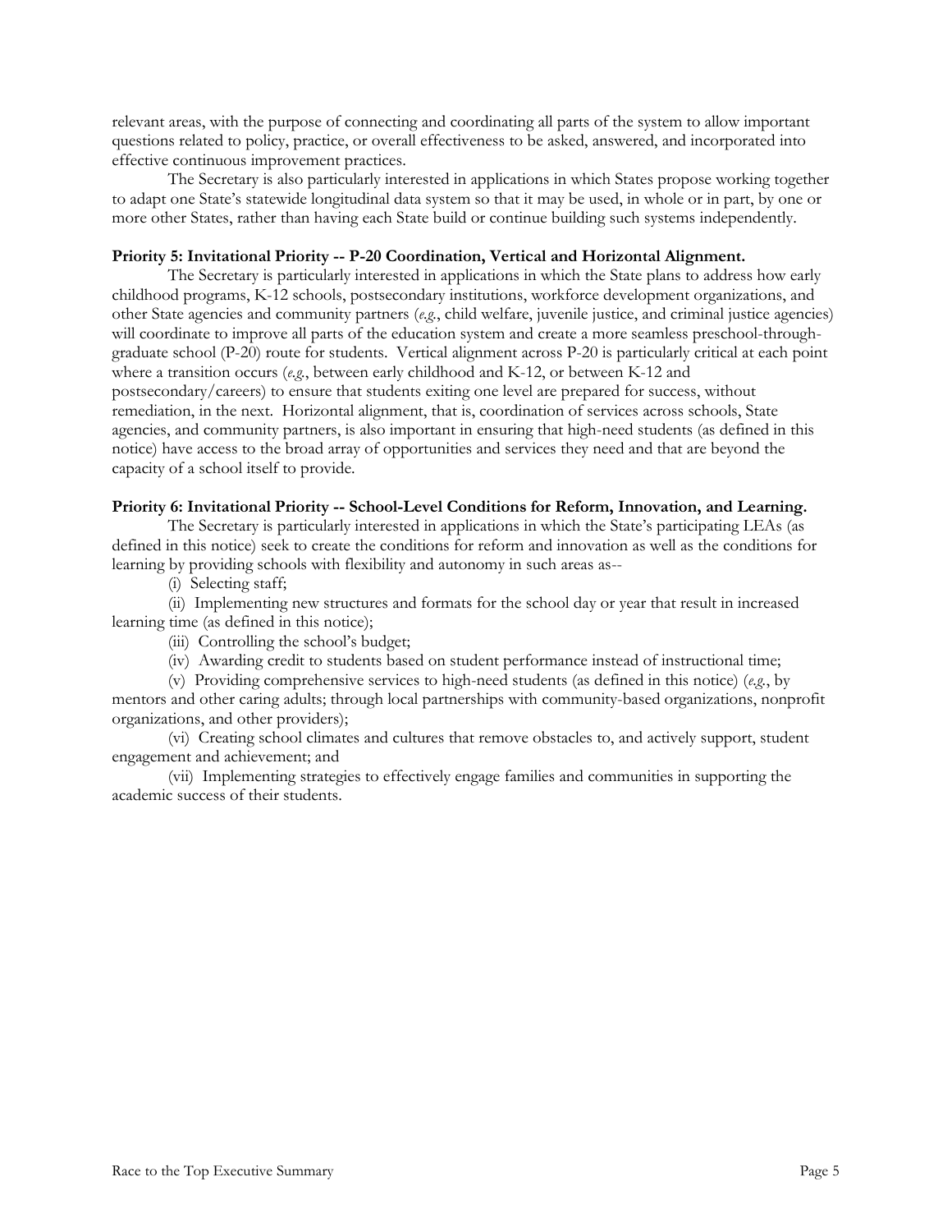relevant areas, with the purpose of connecting and coordinating all parts of the system to allow important questions related to policy, practice, or overall effectiveness to be asked, answered, and incorporated into effective continuous improvement practices.

The Secretary is also particularly interested in applications in which States propose working together to adapt one State's statewide longitudinal data system so that it may be used, in whole or in part, by one or more other States, rather than having each State build or continue building such systems independently.

**Priority 5: Invitational Priority -- P-20 Coordination, Vertical and Horizontal Alignment.**

The Secretary is particularly interested in applications in which the State plans to address how early childhood programs, K-12 schools, postsecondary institutions, workforce development organizations, and other State agencies and community partners (*e.g.*, child welfare, juvenile justice, and criminal justice agencies) will coordinate to improve all parts of the education system and create a more seamless preschool-through-graduate school (P-20) route for students. Vertical alignment across P-20 is particularly critical at each point where a transition occurs (*e.g.*, between early childhood and K-12, or between K-12 and postsecondary/careers) to ensure that students exiting one level are prepared for success, without remediation, in the next. Horizontal alignment, that is, coordination of services across schools, State agencies, and community partners, is also important in ensuring that high-need students (as defined in this notice) have access to the broad array of opportunities and services they need and that are beyond the capacity of a school itself to provide.

**Priority 6: Invitational Priority -- School-Level Conditions for Reform, Innovation, and Learning.**

The Secretary is particularly interested in applications in which the State's participating LEAs (as defined in this notice) seek to create the conditions for reform and innovation as well as the conditions for learning by providing schools with flexibility and autonomy in such areas as--

(i) Selecting staff;

(ii) Implementing new structures and formats for the school day or year that result in increased learning time (as defined in this notice);

(iii) Controlling the school's budget;

(iv) Awarding credit to students based on student performance instead of instructional time;

(v) Providing comprehensive services to high-need students (as defined in this notice) (*e.g.*, by mentors and other caring adults; through local partnerships with community-based organizations, nonprofit organizations, and other providers);

(vi) Creating school climates and cultures that remove obstacles to, and actively support, student engagement and achievement; and

(vii) Implementing strategies to effectively engage families and communities in supporting the academic success of their students.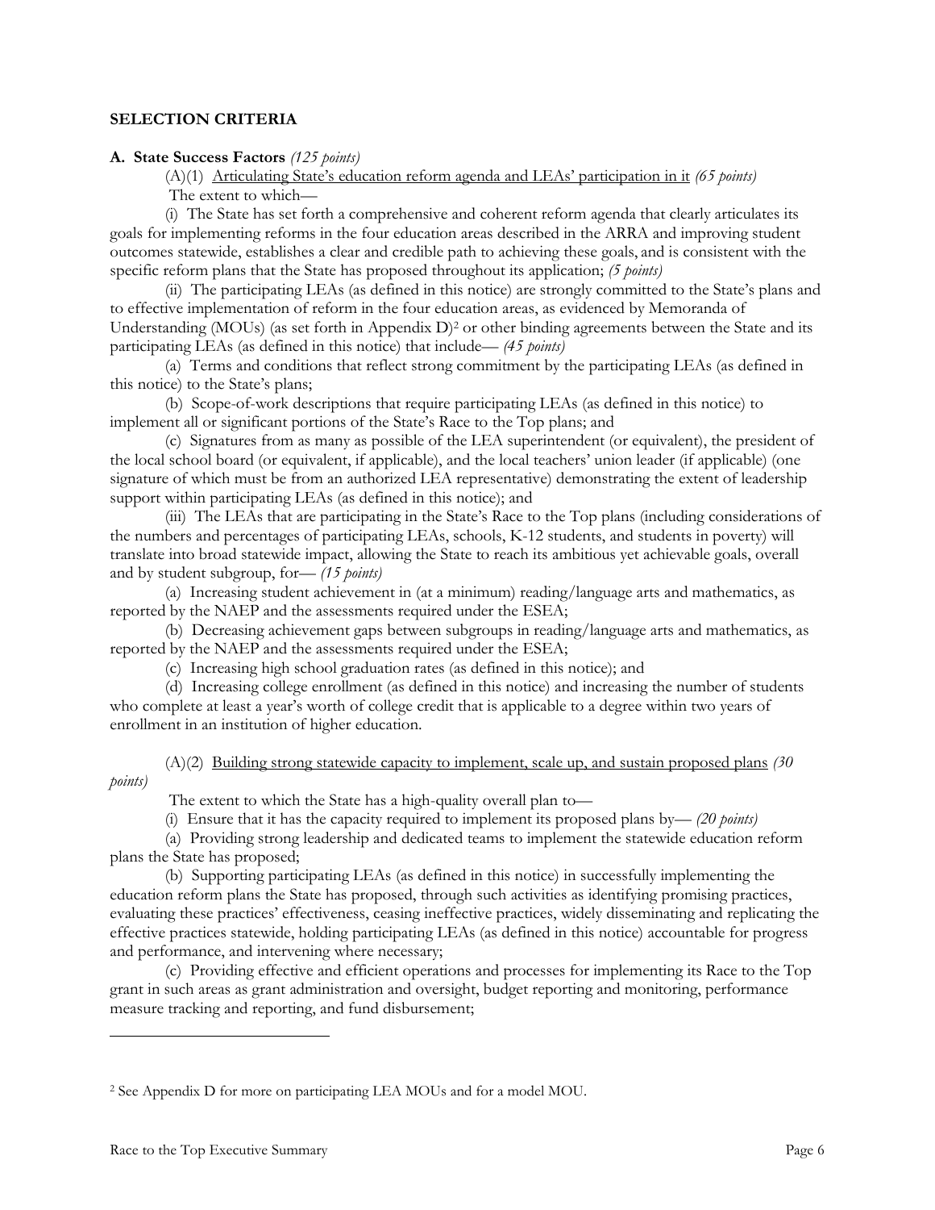### SELECTION CRITERIA

**A. State Success Factors** *(125 points)*

(A)(1) Articulating State's education reform agenda and LEAs' participation in it *(65 points)*

The extent to which—

(i) The State has set forth a comprehensive and coherent reform agenda that clearly articulates its goals for implementing reforms in the four education areas described in the ARRA and improving student outcomes statewide, establishes a clear and credible path to achieving these goals, and is consistent with the specific reform plans that the State has proposed throughout its application; *(5 points)*

(ii) The participating LEAs (as defined in this notice) are strongly committed to the State's plans and to effective implementation of reform in the four education areas, as evidenced by Memoranda of Understanding (MOUs) (as set forth in Appendix D)[2] or other binding agreements between the State and its participating LEAs (as defined in this notice) that include— *(45 points)*

(a) Terms and conditions that reflect strong commitment by the participating LEAs (as defined in this notice) to the State's plans;

(b) Scope-of-work descriptions that require participating LEAs (as defined in this notice) to implement all or significant portions of the State's Race to the Top plans; and

(c) Signatures from as many as possible of the LEA superintendent (or equivalent), the president of the local school board (or equivalent, if applicable), and the local teachers' union leader (if applicable) (one signature of which must be from an authorized LEA representative) demonstrating the extent of leadership support within participating LEAs (as defined in this notice); and

(iii) The LEAs that are participating in the State's Race to the Top plans (including considerations of the numbers and percentages of participating LEAs, schools, K-12 students, and students in poverty) will translate into broad statewide impact, allowing the State to reach its ambitious yet achievable goals, overall and by student subgroup, for— *(15 points)*

(a) Increasing student achievement in (at a minimum) reading/language arts and mathematics, as reported by the NAEP and the assessments required under the ESEA;

(b) Decreasing achievement gaps between subgroups in reading/language arts and mathematics, as reported by the NAEP and the assessments required under the ESEA;

(c) Increasing high school graduation rates (as defined in this notice); and

(d) Increasing college enrollment (as defined in this notice) and increasing the number of students who complete at least a year's worth of college credit that is applicable to a degree within two years of enrollment in an institution of higher education.

(A)(2) Building strong statewide capacity to implement, scale up, and sustain proposed plans *(30 points)*

The extent to which the State has a high-quality overall plan to—

(i) Ensure that it has the capacity required to implement its proposed plans by— *(20 points)*

(a) Providing strong leadership and dedicated teams to implement the statewide education reform plans the State has proposed;

(b) Supporting participating LEAs (as defined in this notice) in successfully implementing the education reform plans the State has proposed, through such activities as identifying promising practices, evaluating these practices' effectiveness, ceasing ineffective practices, widely disseminating and replicating the effective practices statewide, holding participating LEAs (as defined in this notice) accountable for progress and performance, and intervening where necessary;

(c) Providing effective and efficient operations and processes for implementing its Race to the Top grant in such areas as grant administration and oversight, budget reporting and monitoring, performance measure tracking and reporting, and fund disbursement;

---

[2] See Appendix D for more on participating LEA MOUs and for a model MOU.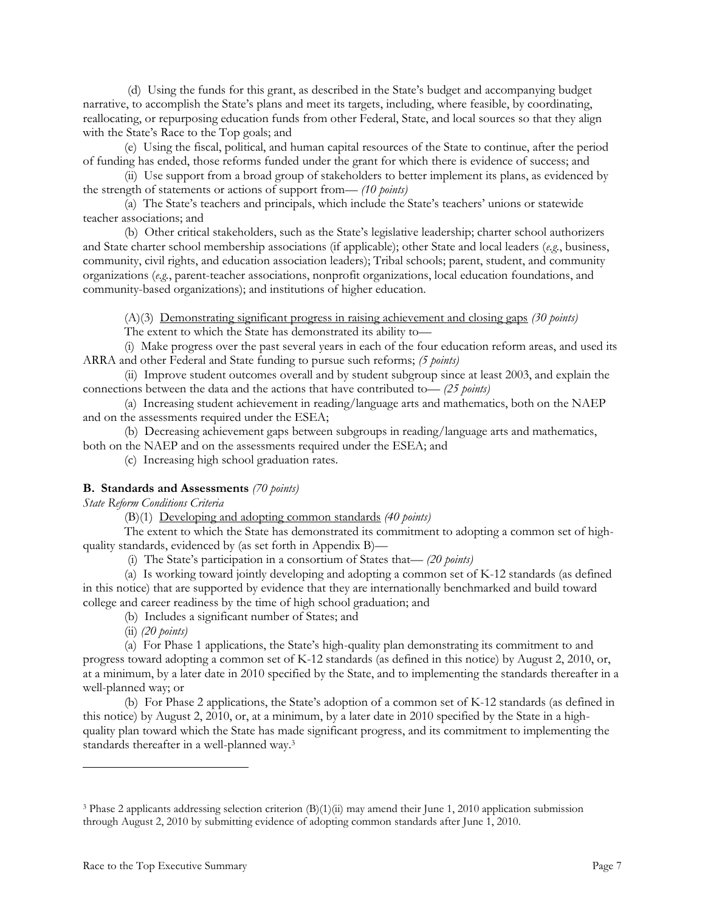(d) Using the funds for this grant, as described in the State's budget and accompanying budget narrative, to accomplish the State's plans and meet its targets, including, where feasible, by coordinating, reallocating, or repurposing education funds from other Federal, State, and local sources so that they align with the State's Race to the Top goals; and

(e) Using the fiscal, political, and human capital resources of the State to continue, after the period of funding has ended, those reforms funded under the grant for which there is evidence of success; and

(ii) Use support from a broad group of stakeholders to better implement its plans, as evidenced by the strength of statements or actions of support from— *(10 points)*

(a) The State's teachers and principals, which include the State's teachers' unions or statewide teacher associations; and

(b) Other critical stakeholders, such as the State's legislative leadership; charter school authorizers and State charter school membership associations (if applicable); other State and local leaders (*e.g.*, business, community, civil rights, and education association leaders); Tribal schools; parent, student, and community organizations (*e.g.*, parent-teacher associations, nonprofit organizations, local education foundations, and community-based organizations); and institutions of higher education.

(A)(3) <u>Demonstrating significant progress in raising achievement and closing gaps</u> *(30 points)*

The extent to which the State has demonstrated its ability to—

(i) Make progress over the past several years in each of the four education reform areas, and used its ARRA and other Federal and State funding to pursue such reforms; *(5 points)*

(ii) Improve student outcomes overall and by student subgroup since at least 2003, and explain the connections between the data and the actions that have contributed to— *(25 points)*

(a) Increasing student achievement in reading/language arts and mathematics, both on the NAEP and on the assessments required under the ESEA;

(b) Decreasing achievement gaps between subgroups in reading/language arts and mathematics, both on the NAEP and on the assessments required under the ESEA; and

(c) Increasing high school graduation rates.

**B. Standards and Assessments** *(70 points)*

*State Reform Conditions Criteria*

(B)(1) <u>Developing and adopting common standards</u> *(40 points)*

The extent to which the State has demonstrated its commitment to adopting a common set of high-quality standards, evidenced by (as set forth in Appendix B)—

(i) The State's participation in a consortium of States that— *(20 points)*

(a) Is working toward jointly developing and adopting a common set of K-12 standards (as defined in this notice) that are supported by evidence that they are internationally benchmarked and build toward college and career readiness by the time of high school graduation; and

(b) Includes a significant number of States; and

(ii) *(20 points)*

(a) For Phase 1 applications, the State's high-quality plan demonstrating its commitment to and progress toward adopting a common set of K-12 standards (as defined in this notice) by August 2, 2010, or, at a minimum, by a later date in 2010 specified by the State, and to implementing the standards thereafter in a well-planned way; or

(b) For Phase 2 applications, the State's adoption of a common set of K-12 standards (as defined in this notice) by August 2, 2010, or, at a minimum, by a later date in 2010 specified by the State in a high-quality plan toward which the State has made significant progress, and its commitment to implementing the standards thereafter in a well-planned way.[3]

---

[3] Phase 2 applicants addressing selection criterion (B)(1)(ii) may amend their June 1, 2010 application submission through August 2, 2010 by submitting evidence of adopting common standards after June 1, 2010.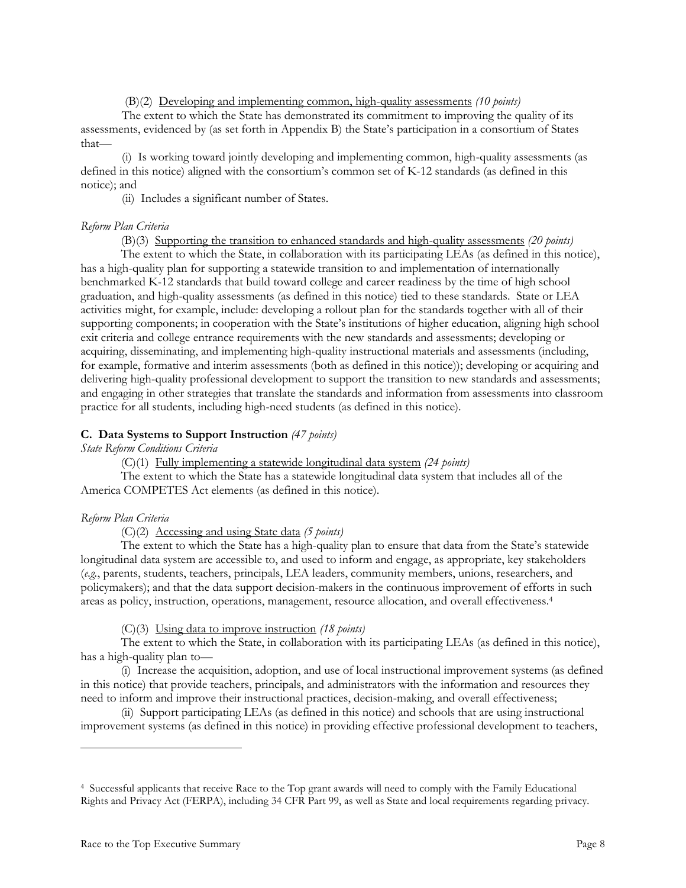(B)(2) <u>Developing and implementing common, high-quality assessments</u> *(10 points)*

The extent to which the State has demonstrated its commitment to improving the quality of its assessments, evidenced by (as set forth in Appendix B) the State's participation in a consortium of States that—

(i) Is working toward jointly developing and implementing common, high-quality assessments (as defined in this notice) aligned with the consortium's common set of K-12 standards (as defined in this notice); and

(ii) Includes a significant number of States.

*Reform Plan Criteria*

(B)(3) <u>Supporting the transition to enhanced standards and high-quality assessments</u> *(20 points)*

The extent to which the State, in collaboration with its participating LEAs (as defined in this notice), has a high-quality plan for supporting a statewide transition to and implementation of internationally benchmarked K-12 standards that build toward college and career readiness by the time of high school graduation, and high-quality assessments (as defined in this notice) tied to these standards. State or LEA activities might, for example, include: developing a rollout plan for the standards together with all of their supporting components; in cooperation with the State's institutions of higher education, aligning high school exit criteria and college entrance requirements with the new standards and assessments; developing or acquiring, disseminating, and implementing high-quality instructional materials and assessments (including, for example, formative and interim assessments (both as defined in this notice)); developing or acquiring and delivering high-quality professional development to support the transition to new standards and assessments; and engaging in other strategies that translate the standards and information from assessments into classroom practice for all students, including high-need students (as defined in this notice).

**C. Data Systems to Support Instruction** *(47 points)*

*State Reform Conditions Criteria*

(C)(1) <u>Fully implementing a statewide longitudinal data system</u> *(24 points)*

The extent to which the State has a statewide longitudinal data system that includes all of the America COMPETES Act elements (as defined in this notice).

*Reform Plan Criteria*

(C)(2) <u>Accessing and using State data</u> *(5 points)*

The extent to which the State has a high-quality plan to ensure that data from the State's statewide longitudinal data system are accessible to, and used to inform and engage, as appropriate, key stakeholders (*e.g.*, parents, students, teachers, principals, LEA leaders, community members, unions, researchers, and policymakers); and that the data support decision-makers in the continuous improvement of efforts in such areas as policy, instruction, operations, management, resource allocation, and overall effectiveness.[4]

(C)(3) <u>Using data to improve instruction</u> *(18 points)*

The extent to which the State, in collaboration with its participating LEAs (as defined in this notice), has a high-quality plan to—

(i) Increase the acquisition, adoption, and use of local instructional improvement systems (as defined in this notice) that provide teachers, principals, and administrators with the information and resources they need to inform and improve their instructional practices, decision-making, and overall effectiveness;

(ii) Support participating LEAs (as defined in this notice) and schools that are using instructional improvement systems (as defined in this notice) in providing effective professional development to teachers,

[4] Successful applicants that receive Race to the Top grant awards will need to comply with the Family Educational Rights and Privacy Act (FERPA), including 34 CFR Part 99, as well as State and local requirements regarding privacy.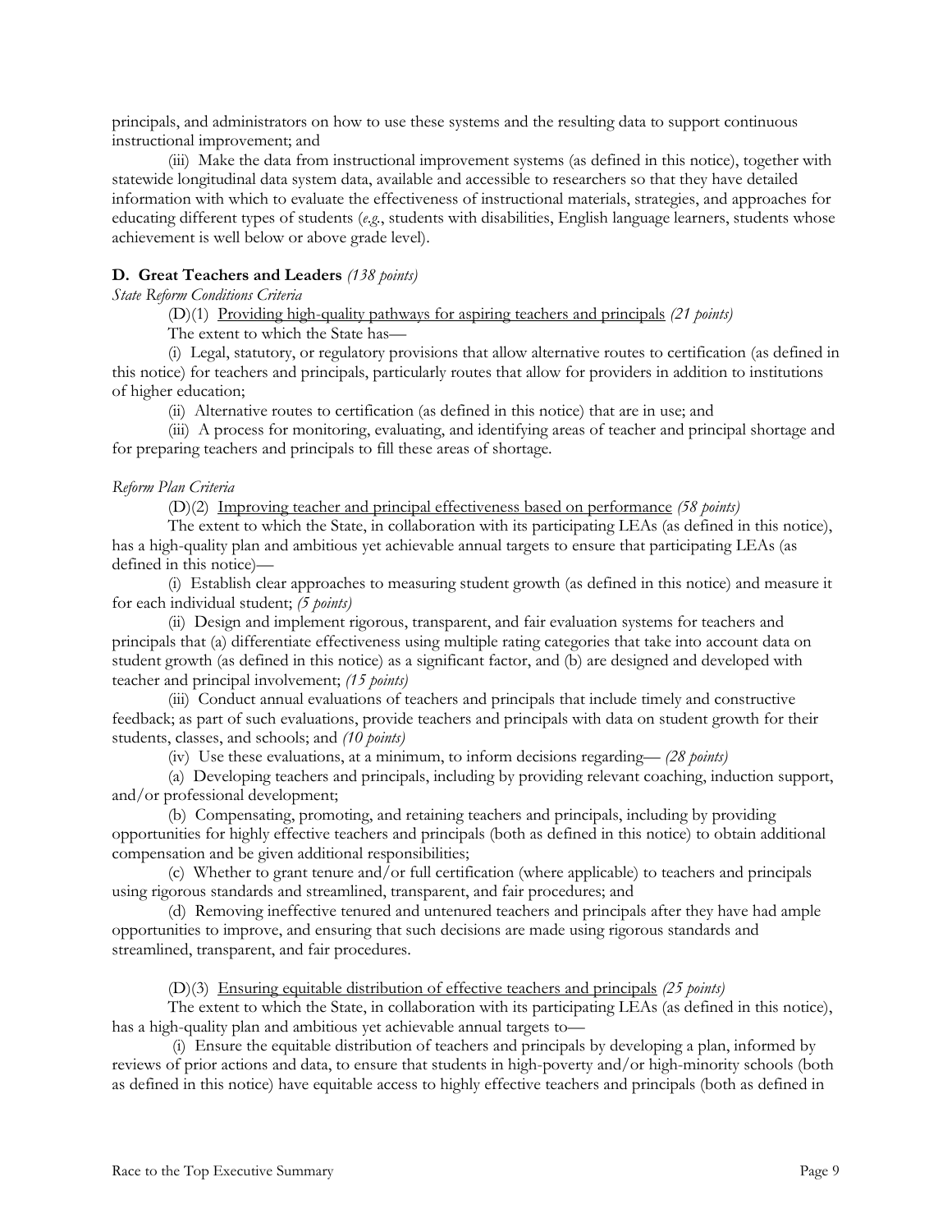principals, and administrators on how to use these systems and the resulting data to support continuous instructional improvement; and

(iii) Make the data from instructional improvement systems (as defined in this notice), together with statewide longitudinal data system data, available and accessible to researchers so that they have detailed information with which to evaluate the effectiveness of instructional materials, strategies, and approaches for educating different types of students (*e.g.*, students with disabilities, English language learners, students whose achievement is well below or above grade level).

### D. Great Teachers and Leaders *(138 points)*

*State Reform Conditions Criteria*

(D)(1) <u>Providing high-quality pathways for aspiring teachers and principals</u> *(21 points)*

The extent to which the State has—

(i) Legal, statutory, or regulatory provisions that allow alternative routes to certification (as defined in this notice) for teachers and principals, particularly routes that allow for providers in addition to institutions of higher education;

(ii) Alternative routes to certification (as defined in this notice) that are in use; and

(iii) A process for monitoring, evaluating, and identifying areas of teacher and principal shortage and for preparing teachers and principals to fill these areas of shortage.

*Reform Plan Criteria*

(D)(2) <u>Improving teacher and principal effectiveness based on performance</u> *(58 points)*

The extent to which the State, in collaboration with its participating LEAs (as defined in this notice), has a high-quality plan and ambitious yet achievable annual targets to ensure that participating LEAs (as defined in this notice)—

(i) Establish clear approaches to measuring student growth (as defined in this notice) and measure it for each individual student; *(5 points)*

(ii) Design and implement rigorous, transparent, and fair evaluation systems for teachers and principals that (a) differentiate effectiveness using multiple rating categories that take into account data on student growth (as defined in this notice) as a significant factor, and (b) are designed and developed with teacher and principal involvement; *(15 points)*

(iii) Conduct annual evaluations of teachers and principals that include timely and constructive feedback; as part of such evaluations, provide teachers and principals with data on student growth for their students, classes, and schools; and *(10 points)*

(iv) Use these evaluations, at a minimum, to inform decisions regarding— *(28 points)*

(a) Developing teachers and principals, including by providing relevant coaching, induction support, and/or professional development;

(b) Compensating, promoting, and retaining teachers and principals, including by providing opportunities for highly effective teachers and principals (both as defined in this notice) to obtain additional compensation and be given additional responsibilities;

(c) Whether to grant tenure and/or full certification (where applicable) to teachers and principals using rigorous standards and streamlined, transparent, and fair procedures; and

(d) Removing ineffective tenured and untenured teachers and principals after they have had ample opportunities to improve, and ensuring that such decisions are made using rigorous standards and streamlined, transparent, and fair procedures.

(D)(3) <u>Ensuring equitable distribution of effective teachers and principals</u> *(25 points)*

The extent to which the State, in collaboration with its participating LEAs (as defined in this notice), has a high-quality plan and ambitious yet achievable annual targets to—

(i) Ensure the equitable distribution of teachers and principals by developing a plan, informed by reviews of prior actions and data, to ensure that students in high-poverty and/or high-minority schools (both as defined in this notice) have equitable access to highly effective teachers and principals (both as defined in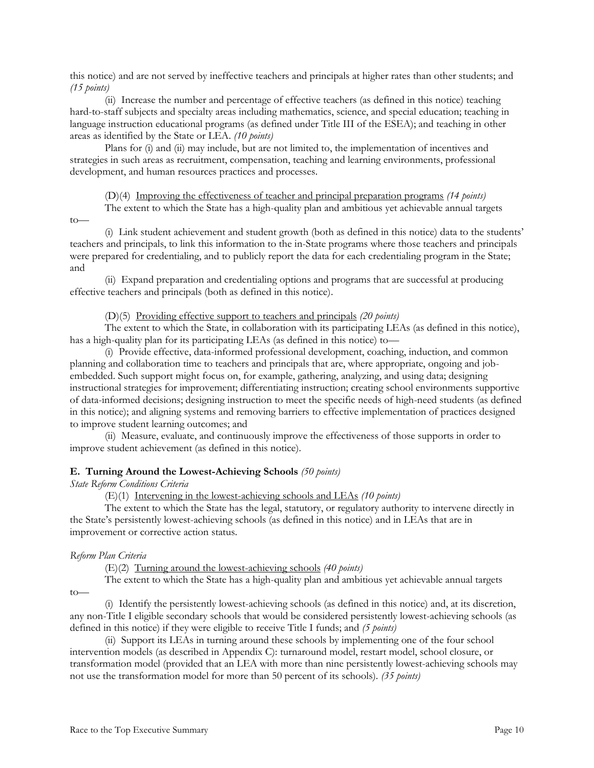this notice) and are not served by ineffective teachers and principals at higher rates than other students; and *(15 points)*

(ii) Increase the number and percentage of effective teachers (as defined in this notice) teaching hard-to-staff subjects and specialty areas including mathematics, science, and special education; teaching in language instruction educational programs (as defined under Title III of the ESEA); and teaching in other areas as identified by the State or LEA. *(10 points)*

Plans for (i) and (ii) may include, but are not limited to, the implementation of incentives and strategies in such areas as recruitment, compensation, teaching and learning environments, professional development, and human resources practices and processes.

(D)(4) <u>Improving the effectiveness of teacher and principal preparation programs</u> *(14 points)*

The extent to which the State has a high-quality plan and ambitious yet achievable annual targets to—

(i) Link student achievement and student growth (both as defined in this notice) data to the students' teachers and principals, to link this information to the in-State programs where those teachers and principals were prepared for credentialing, and to publicly report the data for each credentialing program in the State; and

(ii) Expand preparation and credentialing options and programs that are successful at producing effective teachers and principals (both as defined in this notice).

(D)(5) <u>Providing effective support to teachers and principals</u> *(20 points)*

The extent to which the State, in collaboration with its participating LEAs (as defined in this notice), has a high-quality plan for its participating LEAs (as defined in this notice) to—

(i) Provide effective, data-informed professional development, coaching, induction, and common planning and collaboration time to teachers and principals that are, where appropriate, ongoing and job-embedded. Such support might focus on, for example, gathering, analyzing, and using data; designing instructional strategies for improvement; differentiating instruction; creating school environments supportive of data-informed decisions; designing instruction to meet the specific needs of high-need students (as defined in this notice); and aligning systems and removing barriers to effective implementation of practices designed to improve student learning outcomes; and

(ii) Measure, evaluate, and continuously improve the effectiveness of those supports in order to improve student achievement (as defined in this notice).

**E. Turning Around the Lowest-Achieving Schools** *(50 points)*

*State Reform Conditions Criteria*

(E)(1) <u>Intervening in the lowest-achieving schools and LEAs</u> *(10 points)*

The extent to which the State has the legal, statutory, or regulatory authority to intervene directly in the State's persistently lowest-achieving schools (as defined in this notice) and in LEAs that are in improvement or corrective action status.

*Reform Plan Criteria*

(E)(2) <u>Turning around the lowest-achieving schools</u> *(40 points)*

The extent to which the State has a high-quality plan and ambitious yet achievable annual targets to—

(i) Identify the persistently lowest-achieving schools (as defined in this notice) and, at its discretion, any non-Title I eligible secondary schools that would be considered persistently lowest-achieving schools (as defined in this notice) if they were eligible to receive Title I funds; and *(5 points)*

(ii) Support its LEAs in turning around these schools by implementing one of the four school intervention models (as described in Appendix C): turnaround model, restart model, school closure, or transformation model (provided that an LEA with more than nine persistently lowest-achieving schools may not use the transformation model for more than 50 percent of its schools). *(35 points)*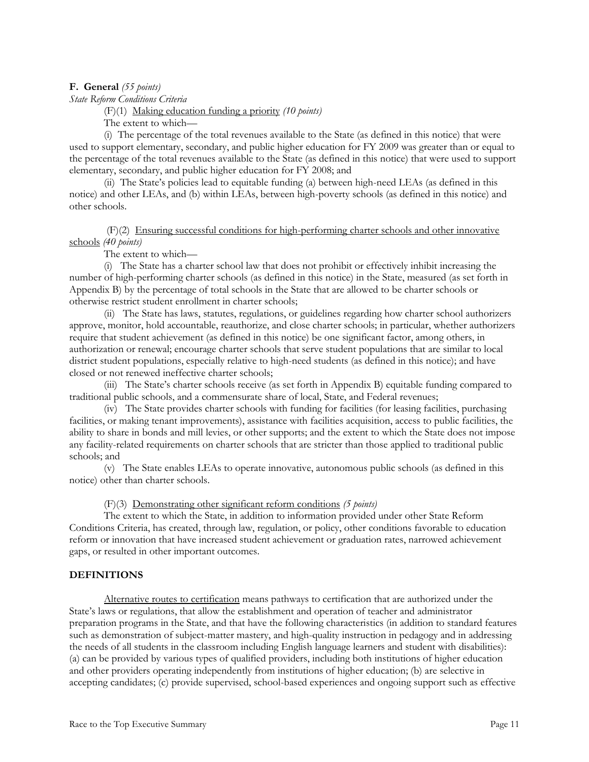**F. General** *(55 points)*

*State Reform Conditions Criteria*

(F)(1) Making education funding a priority *(10 points)*

The extent to which—

(i) The percentage of the total revenues available to the State (as defined in this notice) that were used to support elementary, secondary, and public higher education for FY 2009 was greater than or equal to the percentage of the total revenues available to the State (as defined in this notice) that were used to support elementary, secondary, and public higher education for FY 2008; and

(ii) The State's policies lead to equitable funding (a) between high-need LEAs (as defined in this notice) and other LEAs, and (b) within LEAs, between high-poverty schools (as defined in this notice) and other schools.

(F)(2) Ensuring successful conditions for high-performing charter schools and other innovative schools *(40 points)*

The extent to which—

(i) The State has a charter school law that does not prohibit or effectively inhibit increasing the number of high-performing charter schools (as defined in this notice) in the State, measured (as set forth in Appendix B) by the percentage of total schools in the State that are allowed to be charter schools or otherwise restrict student enrollment in charter schools;

(ii) The State has laws, statutes, regulations, or guidelines regarding how charter school authorizers approve, monitor, hold accountable, reauthorize, and close charter schools; in particular, whether authorizers require that student achievement (as defined in this notice) be one significant factor, among others, in authorization or renewal; encourage charter schools that serve student populations that are similar to local district student populations, especially relative to high-need students (as defined in this notice); and have closed or not renewed ineffective charter schools;

(iii) The State's charter schools receive (as set forth in Appendix B) equitable funding compared to traditional public schools, and a commensurate share of local, State, and Federal revenues;

(iv) The State provides charter schools with funding for facilities (for leasing facilities, purchasing facilities, or making tenant improvements), assistance with facilities acquisition, access to public facilities, the ability to share in bonds and mill levies, or other supports; and the extent to which the State does not impose any facility-related requirements on charter schools that are stricter than those applied to traditional public schools; and

(v) The State enables LEAs to operate innovative, autonomous public schools (as defined in this notice) other than charter schools.

(F)(3) Demonstrating other significant reform conditions *(5 points)*

The extent to which the State, in addition to information provided under other State Reform Conditions Criteria, has created, through law, regulation, or policy, other conditions favorable to education reform or innovation that have increased student achievement or graduation rates, narrowed achievement gaps, or resulted in other important outcomes.

## DEFINITIONS

Alternative routes to certification means pathways to certification that are authorized under the State's laws or regulations, that allow the establishment and operation of teacher and administrator preparation programs in the State, and that have the following characteristics (in addition to standard features such as demonstration of subject-matter mastery, and high-quality instruction in pedagogy and in addressing the needs of all students in the classroom including English language learners and student with disabilities): (a) can be provided by various types of qualified providers, including both institutions of higher education and other providers operating independently from institutions of higher education; (b) are selective in accepting candidates; (c) provide supervised, school-based experiences and ongoing support such as effective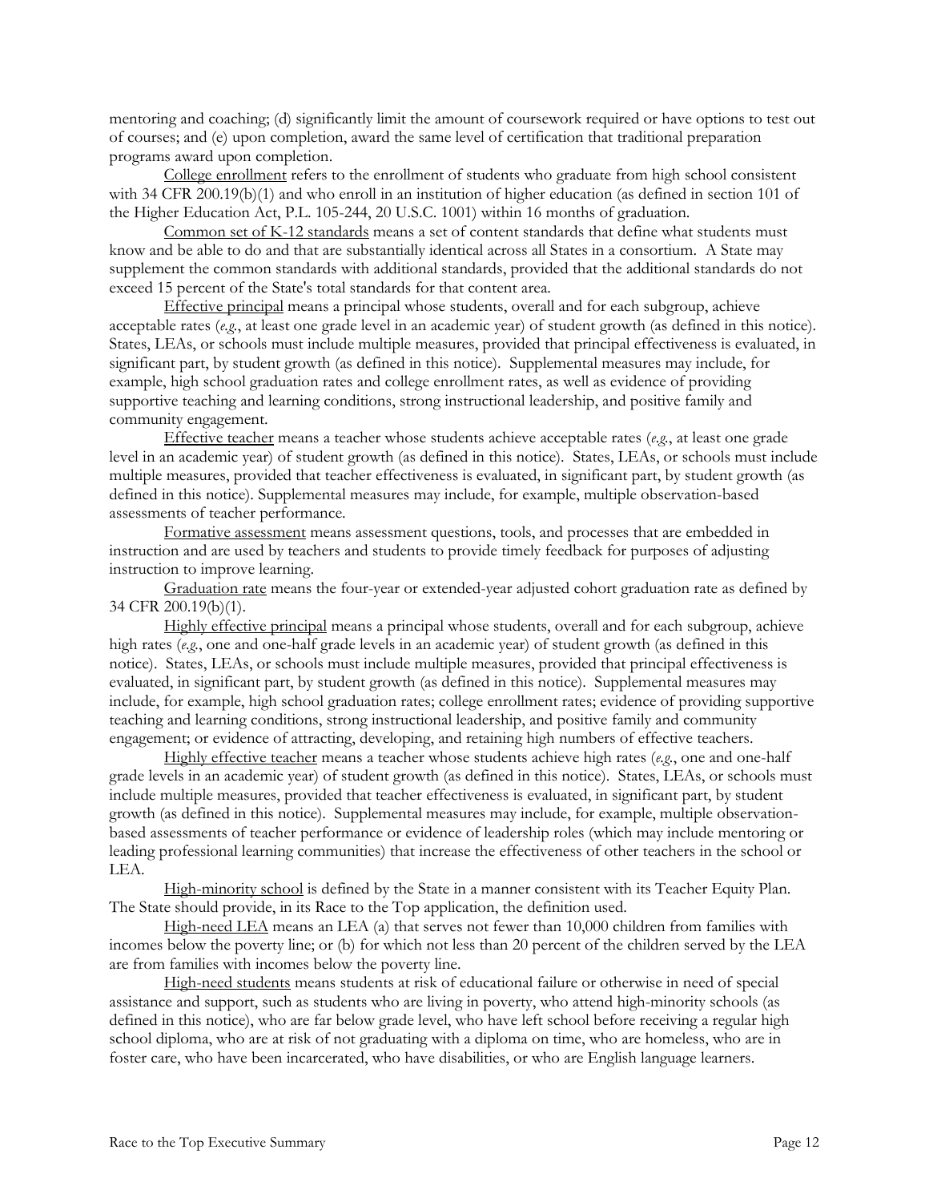mentoring and coaching; (d) significantly limit the amount of coursework required or have options to test out of courses; and (e) upon completion, award the same level of certification that traditional preparation programs award upon completion.

College enrollment refers to the enrollment of students who graduate from high school consistent with 34 CFR 200.19(b)(1) and who enroll in an institution of higher education (as defined in section 101 of the Higher Education Act, P.L. 105-244, 20 U.S.C. 1001) within 16 months of graduation.

Common set of K-12 standards means a set of content standards that define what students must know and be able to do and that are substantially identical across all States in a consortium. A State may supplement the common standards with additional standards, provided that the additional standards do not exceed 15 percent of the State's total standards for that content area.

Effective principal means a principal whose students, overall and for each subgroup, achieve acceptable rates (*e.g.*, at least one grade level in an academic year) of student growth (as defined in this notice). States, LEAs, or schools must include multiple measures, provided that principal effectiveness is evaluated, in significant part, by student growth (as defined in this notice). Supplemental measures may include, for example, high school graduation rates and college enrollment rates, as well as evidence of providing supportive teaching and learning conditions, strong instructional leadership, and positive family and community engagement.

Effective teacher means a teacher whose students achieve acceptable rates (*e.g.*, at least one grade level in an academic year) of student growth (as defined in this notice). States, LEAs, or schools must include multiple measures, provided that teacher effectiveness is evaluated, in significant part, by student growth (as defined in this notice). Supplemental measures may include, for example, multiple observation-based assessments of teacher performance.

Formative assessment means assessment questions, tools, and processes that are embedded in instruction and are used by teachers and students to provide timely feedback for purposes of adjusting instruction to improve learning.

Graduation rate means the four-year or extended-year adjusted cohort graduation rate as defined by 34 CFR 200.19(b)(1).

Highly effective principal means a principal whose students, overall and for each subgroup, achieve high rates (*e.g.*, one and one-half grade levels in an academic year) of student growth (as defined in this notice). States, LEAs, or schools must include multiple measures, provided that principal effectiveness is evaluated, in significant part, by student growth (as defined in this notice). Supplemental measures may include, for example, high school graduation rates; college enrollment rates; evidence of providing supportive teaching and learning conditions, strong instructional leadership, and positive family and community engagement; or evidence of attracting, developing, and retaining high numbers of effective teachers.

Highly effective teacher means a teacher whose students achieve high rates (*e.g.*, one and one-half grade levels in an academic year) of student growth (as defined in this notice). States, LEAs, or schools must include multiple measures, provided that teacher effectiveness is evaluated, in significant part, by student growth (as defined in this notice). Supplemental measures may include, for example, multiple observation-based assessments of teacher performance or evidence of leadership roles (which may include mentoring or leading professional learning communities) that increase the effectiveness of other teachers in the school or LEA.

High-minority school is defined by the State in a manner consistent with its Teacher Equity Plan. The State should provide, in its Race to the Top application, the definition used.

High-need LEA means an LEA (a) that serves not fewer than 10,000 children from families with incomes below the poverty line; or (b) for which not less than 20 percent of the children served by the LEA are from families with incomes below the poverty line.

High-need students means students at risk of educational failure or otherwise in need of special assistance and support, such as students who are living in poverty, who attend high-minority schools (as defined in this notice), who are far below grade level, who have left school before receiving a regular high school diploma, who are at risk of not graduating with a diploma on time, who are homeless, who are in foster care, who have been incarcerated, who have disabilities, or who are English language learners.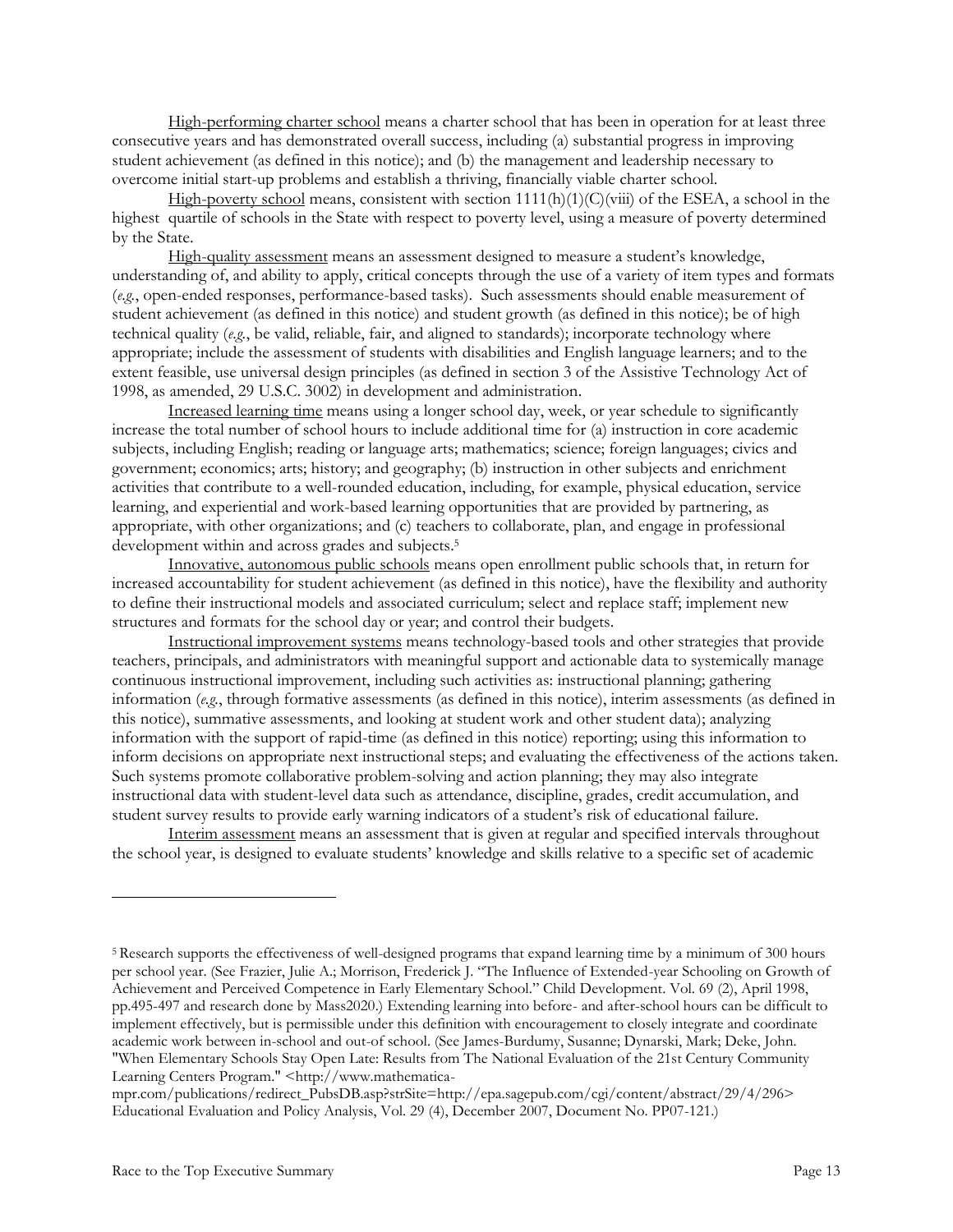High-performing charter school means a charter school that has been in operation for at least three consecutive years and has demonstrated overall success, including (a) substantial progress in improving student achievement (as defined in this notice); and (b) the management and leadership necessary to overcome initial start-up problems and establish a thriving, financially viable charter school.

High-poverty school means, consistent with section 1111(h)(1)(C)(viii) of the ESEA, a school in the highest quartile of schools in the State with respect to poverty level, using a measure of poverty determined by the State.

High-quality assessment means an assessment designed to measure a student's knowledge, understanding of, and ability to apply, critical concepts through the use of a variety of item types and formats (*e.g.*, open-ended responses, performance-based tasks). Such assessments should enable measurement of student achievement (as defined in this notice) and student growth (as defined in this notice); be of high technical quality (*e.g.*, be valid, reliable, fair, and aligned to standards); incorporate technology where appropriate; include the assessment of students with disabilities and English language learners; and to the extent feasible, use universal design principles (as defined in section 3 of the Assistive Technology Act of 1998, as amended, 29 U.S.C. 3002) in development and administration.

Increased learning time means using a longer school day, week, or year schedule to significantly increase the total number of school hours to include additional time for (a) instruction in core academic subjects, including English; reading or language arts; mathematics; science; foreign languages; civics and government; economics; arts; history; and geography; (b) instruction in other subjects and enrichment activities that contribute to a well-rounded education, including, for example, physical education, service learning, and experiential and work-based learning opportunities that are provided by partnering, as appropriate, with other organizations; and (c) teachers to collaborate, plan, and engage in professional development within and across grades and subjects.[5]

Innovative, autonomous public schools means open enrollment public schools that, in return for increased accountability for student achievement (as defined in this notice), have the flexibility and authority to define their instructional models and associated curriculum; select and replace staff; implement new structures and formats for the school day or year; and control their budgets.

Instructional improvement systems means technology-based tools and other strategies that provide teachers, principals, and administrators with meaningful support and actionable data to systemically manage continuous instructional improvement, including such activities as: instructional planning; gathering information (*e.g.*, through formative assessments (as defined in this notice), interim assessments (as defined in this notice), summative assessments, and looking at student work and other student data); analyzing information with the support of rapid-time (as defined in this notice) reporting; using this information to inform decisions on appropriate next instructional steps; and evaluating the effectiveness of the actions taken. Such systems promote collaborative problem-solving and action planning; they may also integrate instructional data with student-level data such as attendance, discipline, grades, credit accumulation, and student survey results to provide early warning indicators of a student's risk of educational failure.

Interim assessment means an assessment that is given at regular and specified intervals throughout the school year, is designed to evaluate students' knowledge and skills relative to a specific set of academic

---

[5] Research supports the effectiveness of well-designed programs that expand learning time by a minimum of 300 hours per school year. (See Frazier, Julie A.; Morrison, Frederick J. "The Influence of Extended-year Schooling on Growth of Achievement and Perceived Competence in Early Elementary School." Child Development. Vol. 69 (2), April 1998, pp.495-497 and research done by Mass2020.) Extending learning into before- and after-school hours can be difficult to implement effectively, but is permissible under this definition with encouragement to closely integrate and coordinate academic work between in-school and out-of school. (See James-Burdumy, Susanne; Dynarski, Mark; Deke, John. "When Elementary Schools Stay Open Late: Results from The National Evaluation of the 21st Century Community Learning Centers Program." <http://www.mathematica-mpr.com/publications/redirect_PubsDB.asp?strSite=http://epa.sagepub.com/cgi/content/abstract/29/4/296> Educational Evaluation and Policy Analysis, Vol. 29 (4), December 2007, Document No. PP07-121.)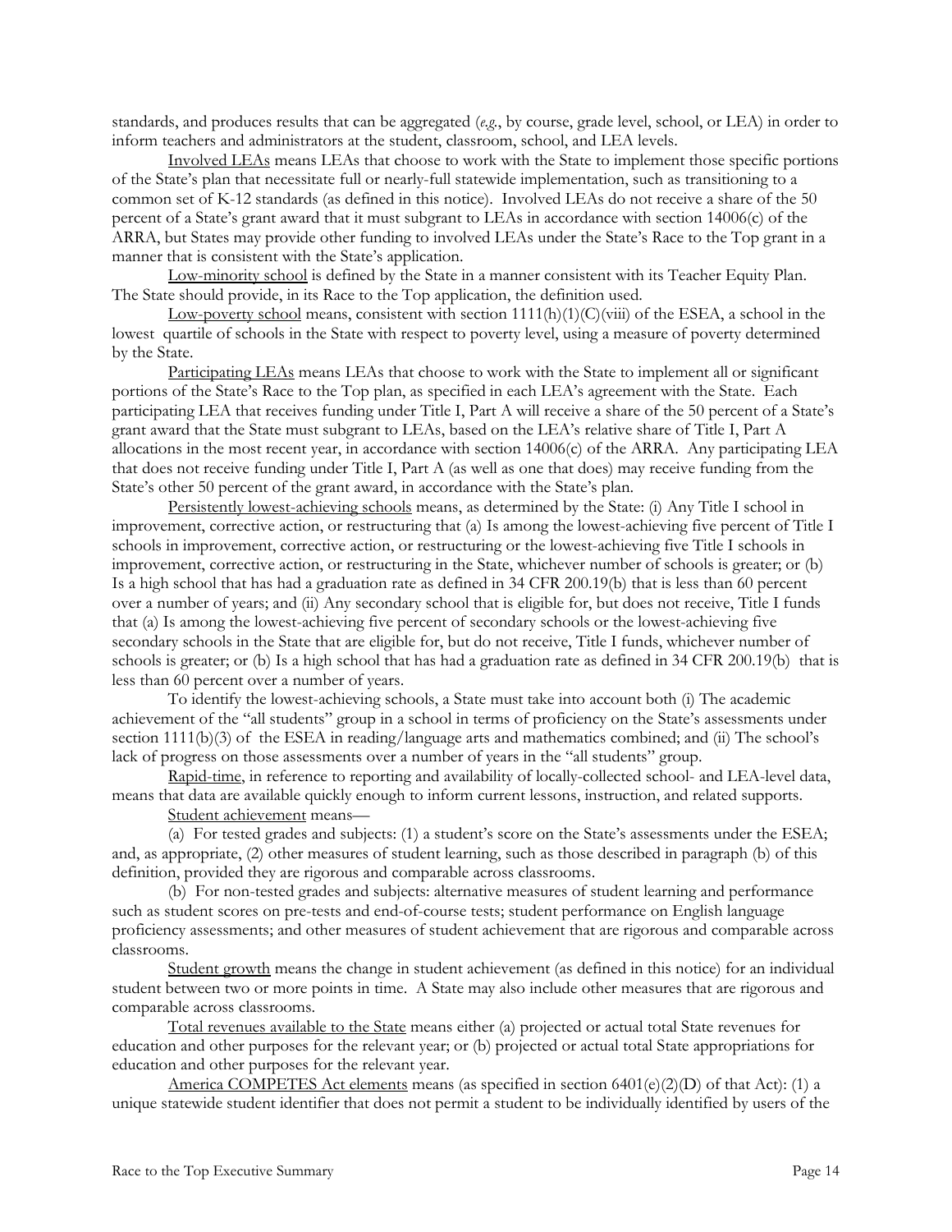standards, and produces results that can be aggregated (*e.g.*, by course, grade level, school, or LEA) in order to inform teachers and administrators at the student, classroom, school, and LEA levels.

Involved LEAs means LEAs that choose to work with the State to implement those specific portions of the State's plan that necessitate full or nearly-full statewide implementation, such as transitioning to a common set of K-12 standards (as defined in this notice). Involved LEAs do not receive a share of the 50 percent of a State's grant award that it must subgrant to LEAs in accordance with section 14006(c) of the ARRA, but States may provide other funding to involved LEAs under the State's Race to the Top grant in a manner that is consistent with the State's application.

Low-minority school is defined by the State in a manner consistent with its Teacher Equity Plan. The State should provide, in its Race to the Top application, the definition used.

Low-poverty school means, consistent with section 1111(h)(1)(C)(viii) of the ESEA, a school in the lowest quartile of schools in the State with respect to poverty level, using a measure of poverty determined by the State.

Participating LEAs means LEAs that choose to work with the State to implement all or significant portions of the State's Race to the Top plan, as specified in each LEA's agreement with the State. Each participating LEA that receives funding under Title I, Part A will receive a share of the 50 percent of a State's grant award that the State must subgrant to LEAs, based on the LEA's relative share of Title I, Part A allocations in the most recent year, in accordance with section 14006(c) of the ARRA. Any participating LEA that does not receive funding under Title I, Part A (as well as one that does) may receive funding from the State's other 50 percent of the grant award, in accordance with the State's plan.

Persistently lowest-achieving schools means, as determined by the State: (i) Any Title I school in improvement, corrective action, or restructuring that (a) Is among the lowest-achieving five percent of Title I schools in improvement, corrective action, or restructuring or the lowest-achieving five Title I schools in improvement, corrective action, or restructuring in the State, whichever number of schools is greater; or (b) Is a high school that has had a graduation rate as defined in 34 CFR 200.19(b) that is less than 60 percent over a number of years; and (ii) Any secondary school that is eligible for, but does not receive, Title I funds that (a) Is among the lowest-achieving five percent of secondary schools or the lowest-achieving five secondary schools in the State that are eligible for, but do not receive, Title I funds, whichever number of schools is greater; or (b) Is a high school that has had a graduation rate as defined in 34 CFR 200.19(b) that is less than 60 percent over a number of years.

To identify the lowest-achieving schools, a State must take into account both (i) The academic achievement of the "all students" group in a school in terms of proficiency on the State's assessments under section 1111(b)(3) of the ESEA in reading/language arts and mathematics combined; and (ii) The school's lack of progress on those assessments over a number of years in the "all students" group.

Rapid-time, in reference to reporting and availability of locally-collected school- and LEA-level data, means that data are available quickly enough to inform current lessons, instruction, and related supports.

Student achievement means—

(a) For tested grades and subjects: (1) a student's score on the State's assessments under the ESEA; and, as appropriate, (2) other measures of student learning, such as those described in paragraph (b) of this definition, provided they are rigorous and comparable across classrooms.

(b) For non-tested grades and subjects: alternative measures of student learning and performance such as student scores on pre-tests and end-of-course tests; student performance on English language proficiency assessments; and other measures of student achievement that are rigorous and comparable across classrooms.

Student growth means the change in student achievement (as defined in this notice) for an individual student between two or more points in time. A State may also include other measures that are rigorous and comparable across classrooms.

Total revenues available to the State means either (a) projected or actual total State revenues for education and other purposes for the relevant year; or (b) projected or actual total State appropriations for education and other purposes for the relevant year.

America COMPETES Act elements means (as specified in section 6401(e)(2)(D) of that Act): (1) a unique statewide student identifier that does not permit a student to be individually identified by users of the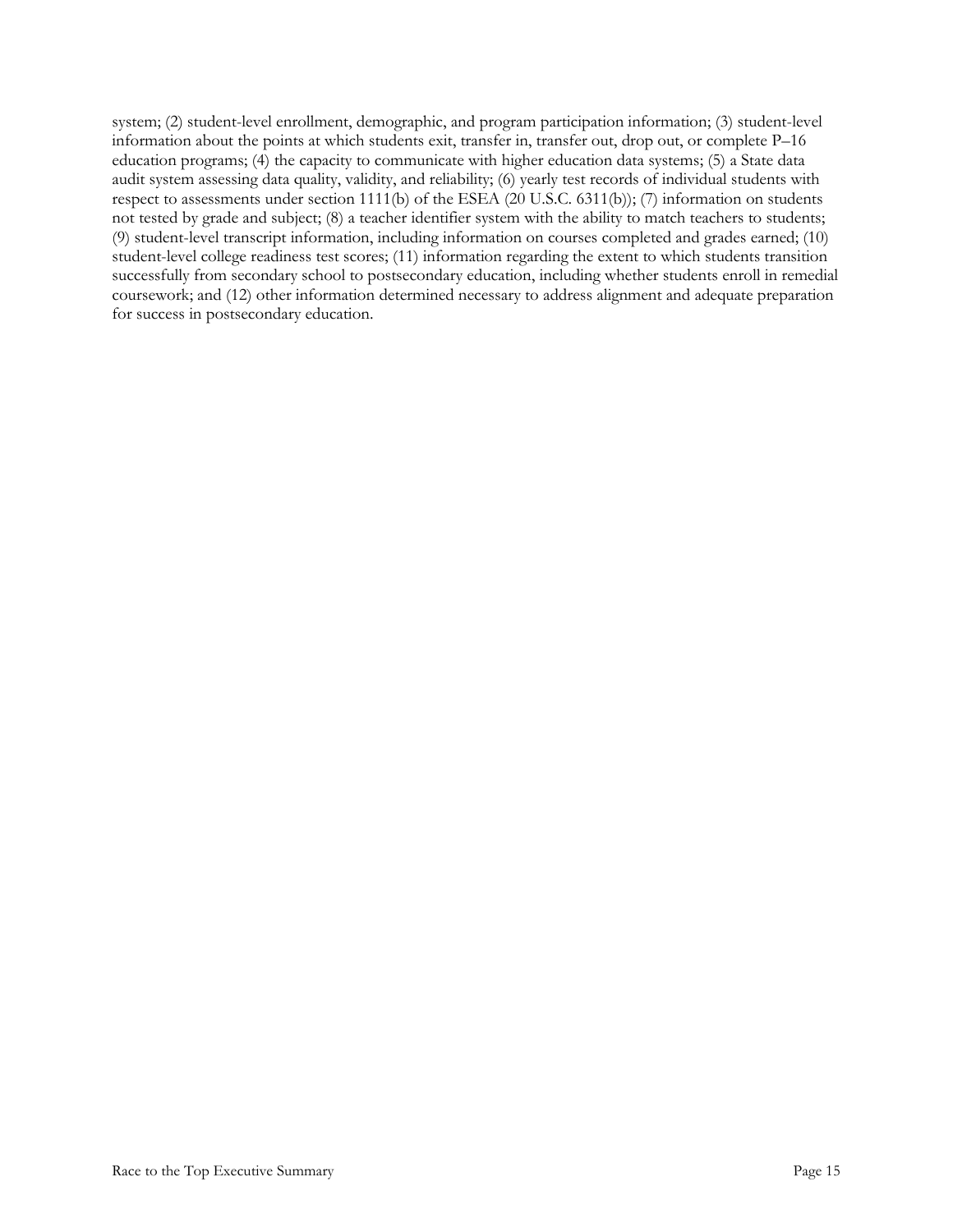system; (2) student-level enrollment, demographic, and program participation information; (3) student-level information about the points at which students exit, transfer in, transfer out, drop out, or complete P–16 education programs; (4) the capacity to communicate with higher education data systems; (5) a State data audit system assessing data quality, validity, and reliability; (6) yearly test records of individual students with respect to assessments under section 1111(b) of the ESEA (20 U.S.C. 6311(b)); (7) information on students not tested by grade and subject; (8) a teacher identifier system with the ability to match teachers to students; (9) student-level transcript information, including information on courses completed and grades earned; (10) student-level college readiness test scores; (11) information regarding the extent to which students transition successfully from secondary school to postsecondary education, including whether students enroll in remedial coursework; and (12) other information determined necessary to address alignment and adequate preparation for success in postsecondary education.